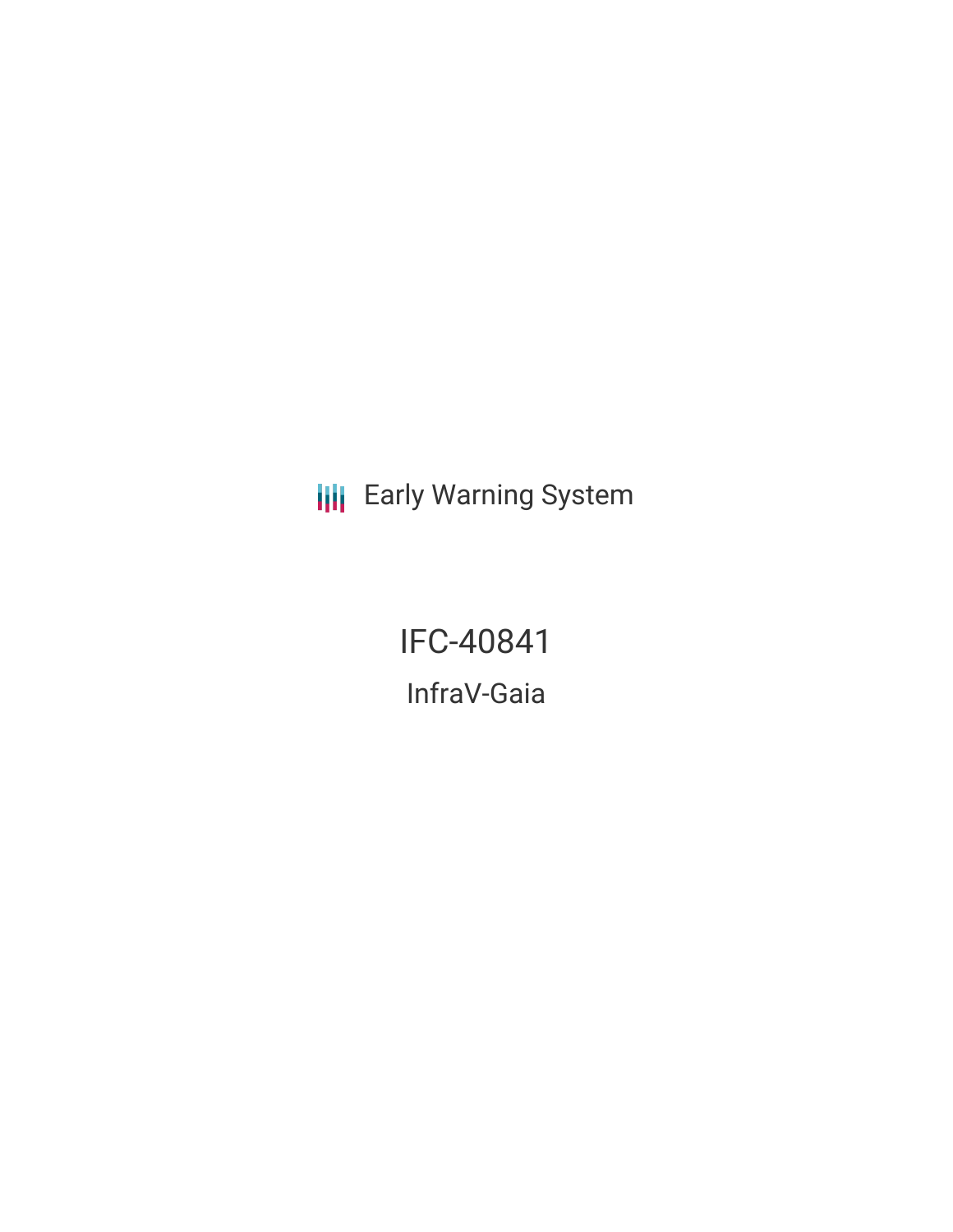Early Warning System

# IFC-40841

## InfraV-Gaia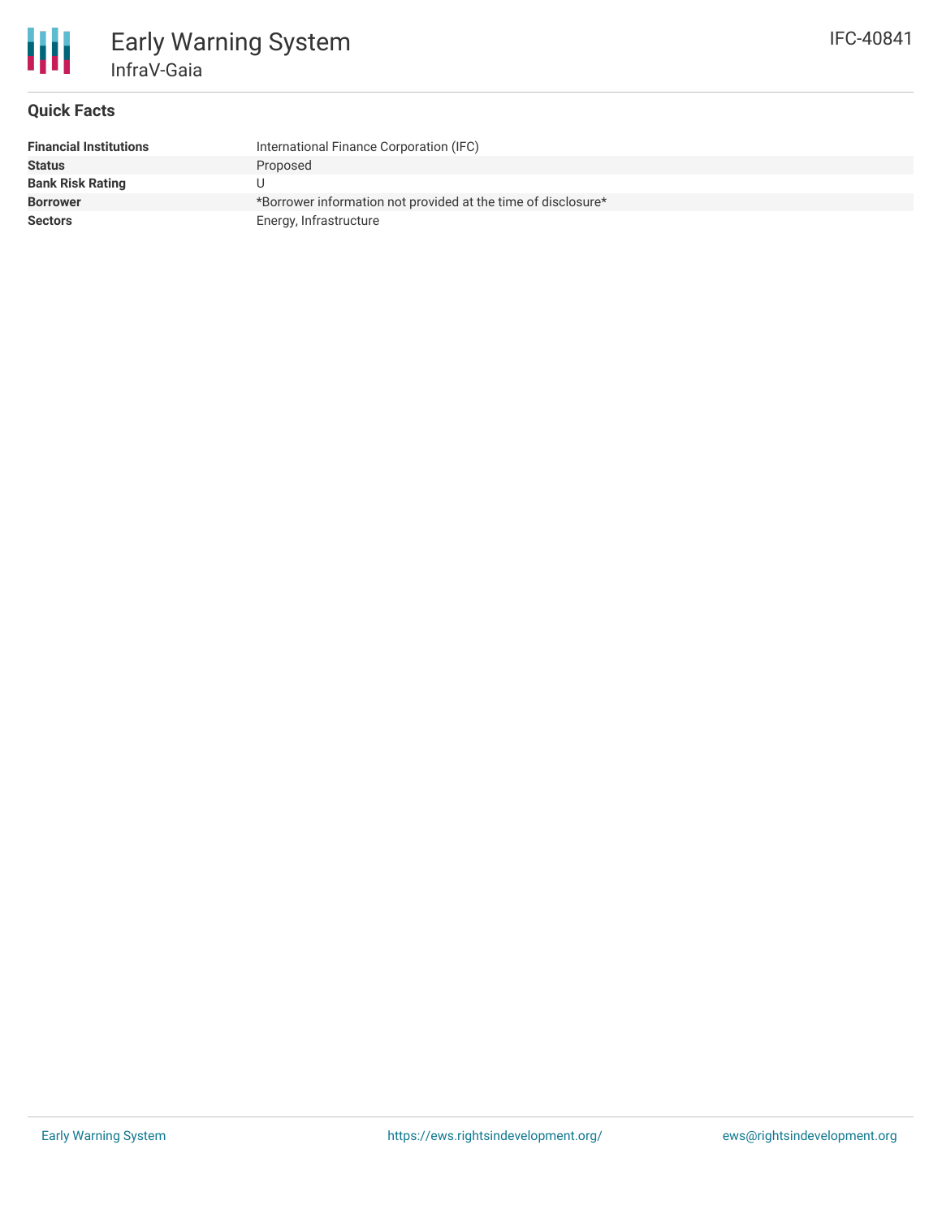# Early Warning System

## InfraV-Gaia

IFC-40841

### Quick Facts

| | |
|---|---|
| **Financial Institutions** | International Finance Corporation (IFC) |
| **Status** | Proposed |
| **Bank Risk Rating** | U |
| **Borrower** | *Borrower information not provided at the time of disclosure* |
| **Sectors** | Energy, Infrastructure |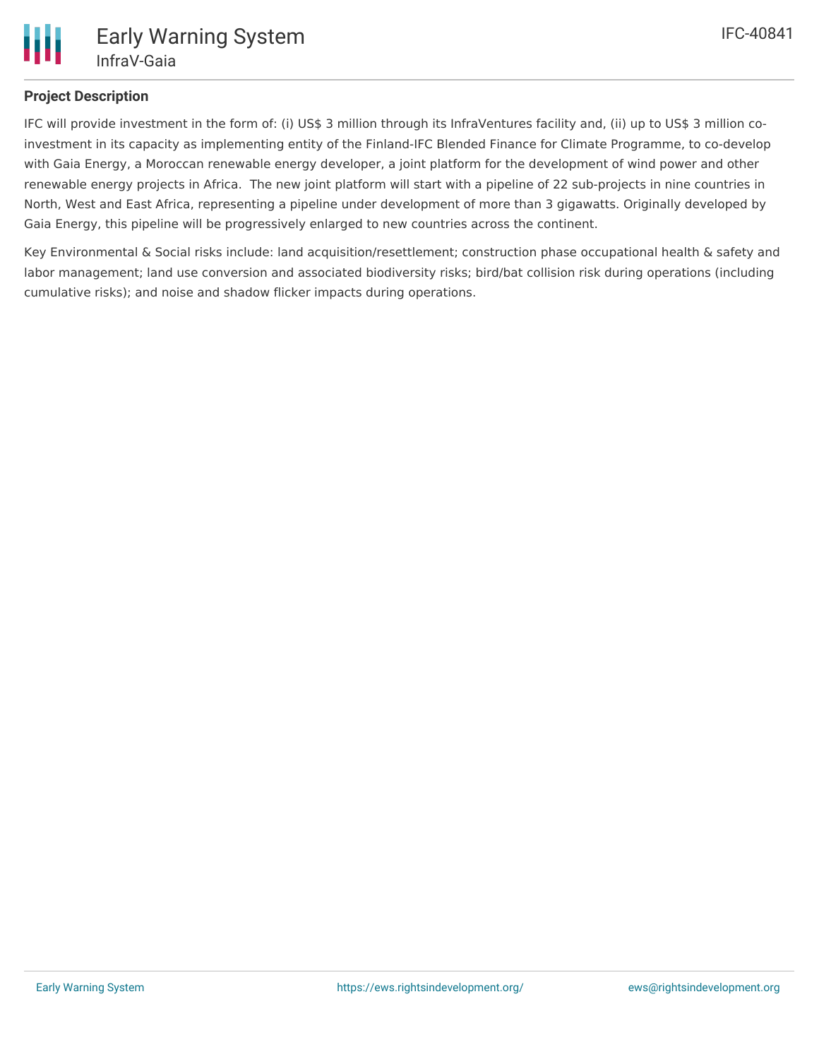## Project Description

IFC will provide investment in the form of: (i) US$ 3 million through its InfraVentures facility and, (ii) up to US$ 3 million co-investment in its capacity as implementing entity of the Finland-IFC Blended Finance for Climate Programme, to co-develop with Gaia Energy, a Moroccan renewable energy developer, a joint platform for the development of wind power and other renewable energy projects in Africa. The new joint platform will start with a pipeline of 22 sub-projects in nine countries in North, West and East Africa, representing a pipeline under development of more than 3 gigawatts. Originally developed by Gaia Energy, this pipeline will be progressively enlarged to new countries across the continent.

Key Environmental & Social risks include: land acquisition/resettlement; construction phase occupational health & safety and labor management; land use conversion and associated biodiversity risks; bird/bat collision risk during operations (including cumulative risks); and noise and shadow flicker impacts during operations.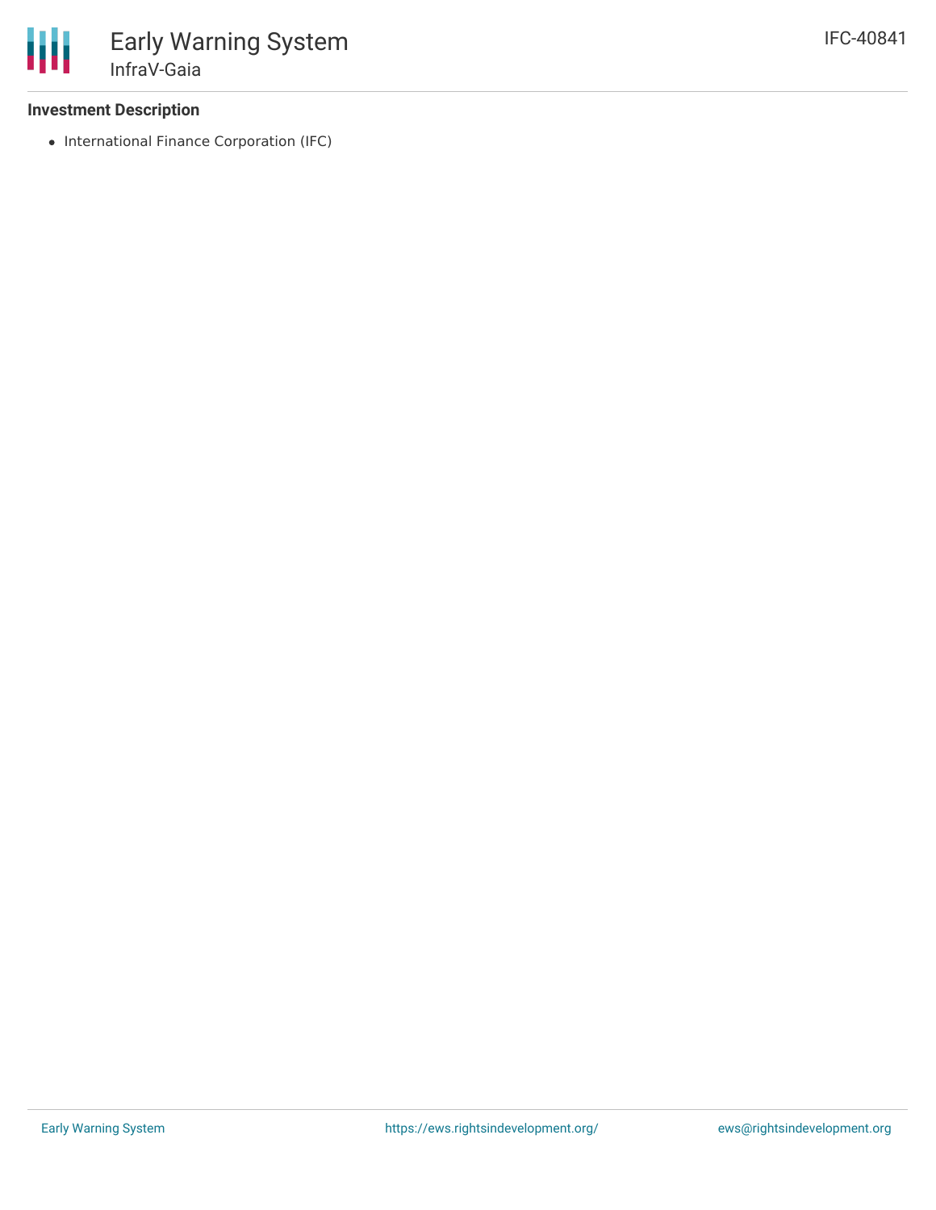**Investment Description**

- International Finance Corporation (IFC)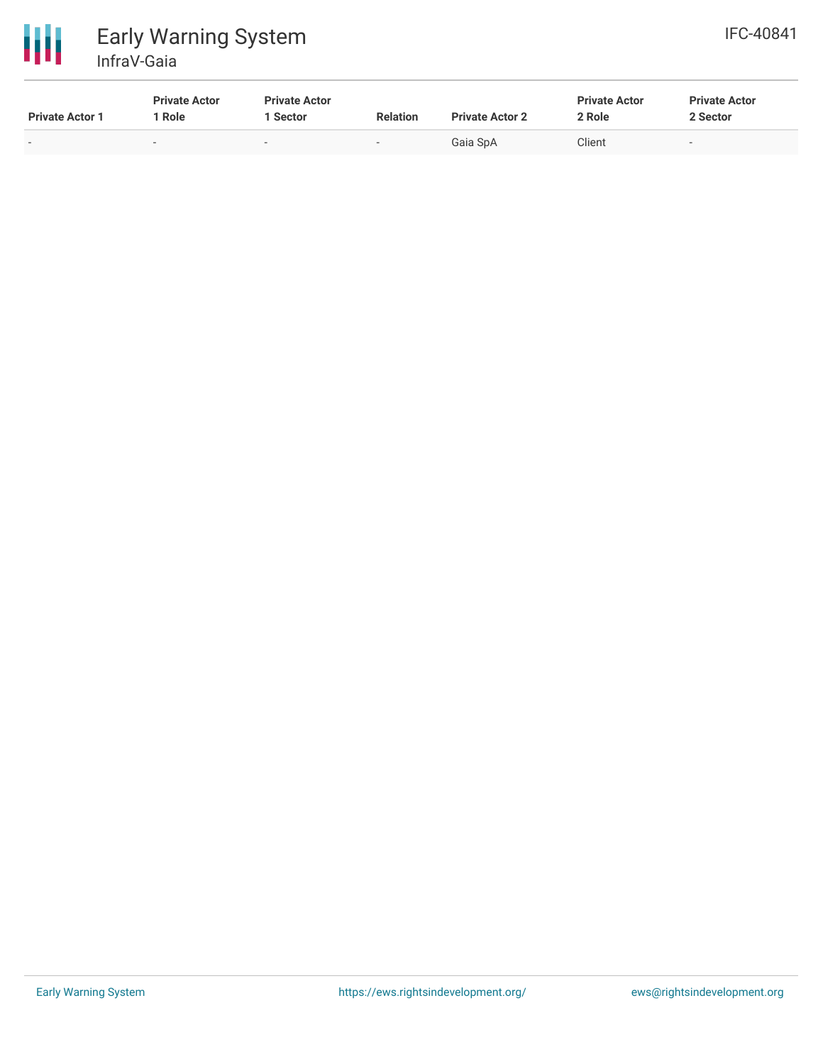| Private Actor 1 | Private Actor 1 Role | Private Actor 1 Sector | Relation | Private Actor 2 | Private Actor 2 Role | Private Actor 2 Sector |
|---|---|---|---|---|---|---|
| - | - | - | - | Gaia SpA | Client | - |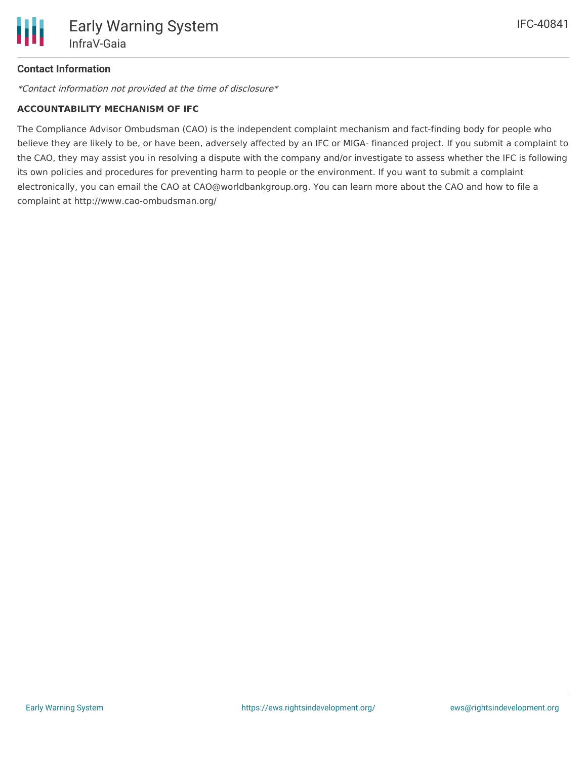## Contact Information

*Contact information not provided at the time of disclosure*

**ACCOUNTABILITY MECHANISM OF IFC**

The Compliance Advisor Ombudsman (CAO) is the independent complaint mechanism and fact-finding body for people who believe they are likely to be, or have been, adversely affected by an IFC or MIGA- financed project. If you submit a complaint to the CAO, they may assist you in resolving a dispute with the company and/or investigate to assess whether the IFC is following its own policies and procedures for preventing harm to people or the environment. If you want to submit a complaint electronically, you can email the CAO at CAO@worldbankgroup.org. You can learn more about the CAO and how to file a complaint at http://www.cao-ombudsman.org/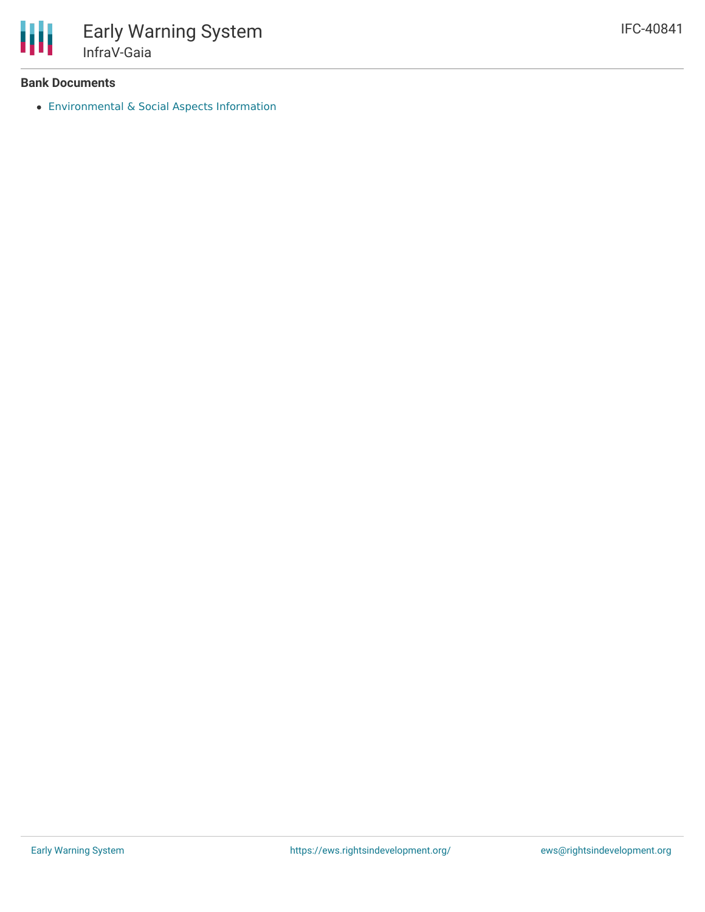**Bank Documents**

- Environmental & Social Aspects Information